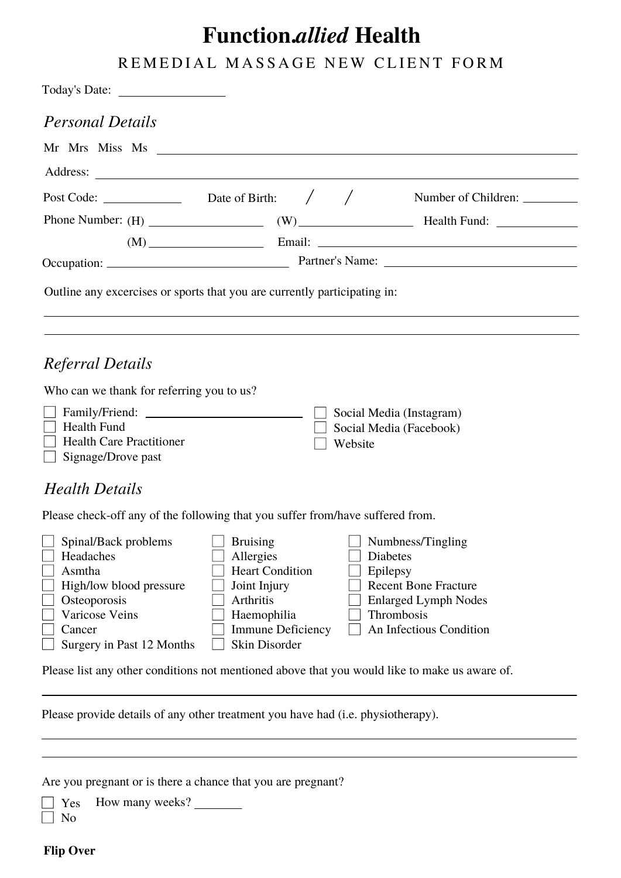# Function*allied* Health

## REMEDIAL MASSAGE NEW CLIENT FORM

Today's Date: ________________

## *Personal Details*

Mr Mrs Miss Ms ______________________________________________

Address: ______________________________________________

Post Code: ____________ Date of Birth: / / Number of Children: ________

Phone Number: (H) __________________ (W) __________________ Health Fund: ____________

(M) __________________ Email: ______________________________

Occupation: ____________________________ Partner's Name: ____________________________

Outline any excercises or sports that you are currently participating in:

______________________________________________

______________________________________________

## *Referral Details*

Who can we thank for referring you to us?

- [ ] Family/Friend: ________________________
- [ ] Health Fund
- [ ] Health Care Practitioner
- [ ] Signage/Drove past
- [ ] Social Media (Instagram)
- [ ] Social Media (Facebook)
- [ ] Website

## *Health Details*

Please check-off any of the following that you suffer from/have suffered from.

- [ ] Spinal/Back problems
- [ ] Headaches
- [ ] Asmtha
- [ ] High/low blood pressure
- [ ] Osteoporosis
- [ ] Varicose Veins
- [ ] Cancer
- [ ] Surgery in Past 12 Months
- [ ] Bruising
- [ ] Allergies
- [ ] Heart Condition
- [ ] Joint Injury
- [ ] Arthritis
- [ ] Haemophilia
- [ ] Immune Deficiency
- [ ] Skin Disorder
- [ ] Numbness/Tingling
- [ ] Diabetes
- [ ] Epilepsy
- [ ] Recent Bone Fracture
- [ ] Enlarged Lymph Nodes
- [ ] Thrombosis
- [ ] An Infectious Condition

Please list any other conditions not mentioned above that you would like to make us aware of.

______________________________________________

Please provide details of any other treatment you have had (i.e. physiotherapy).

______________________________________________

______________________________________________

Are you pregnant or is there a chance that you are pregnant?

- [ ] Yes How many weeks? ________
- [ ] No

**Flip Over**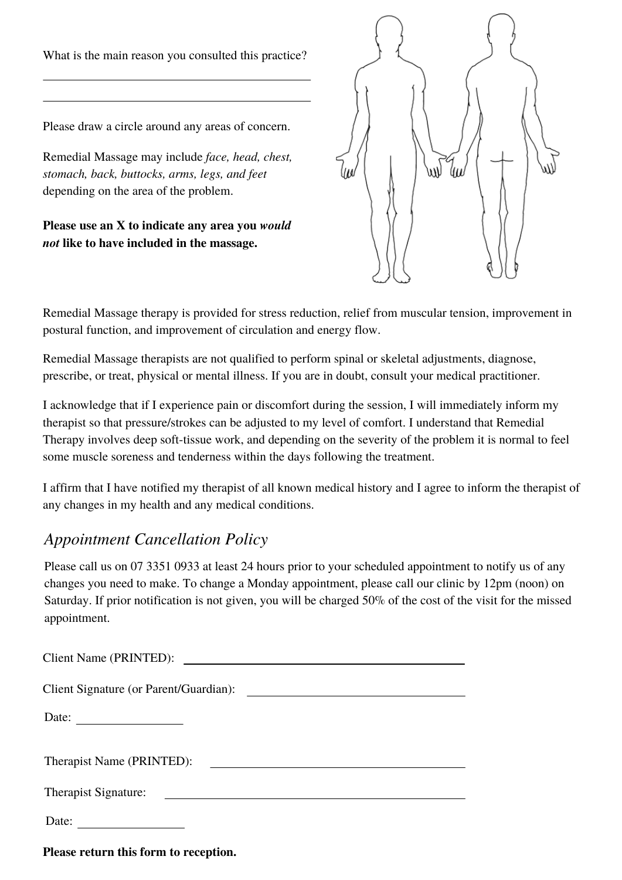What is the main reason you consulted this practice?

\_\_\_\_\_\_\_\_\_\_\_\_\_\_\_\_\_\_\_\_\_\_\_\_\_\_\_\_\_\_\_\_\_\_\_\_\_\_\_\_

\_\_\_\_\_\_\_\_\_\_\_\_\_\_\_\_\_\_\_\_\_\_\_\_\_\_\_\_\_\_\_\_\_\_\_\_\_\_\_\_

Please draw a circle around any areas of concern.

Remedial Massage may include *face, head, chest, stomach, back, buttocks, arms, legs, and feet* depending on the area of the problem.

**Please use an X to indicate any area you *would not* like to have included in the massage.**

Remedial Massage therapy is provided for stress reduction, relief from muscular tension, improvement in postural function, and improvement of circulation and energy flow.

Remedial Massage therapists are not qualified to perform spinal or skeletal adjustments, diagnose, prescribe, or treat, physical or mental illness. If you are in doubt, consult your medical practitioner.

I acknowledge that if I experience pain or discomfort during the session, I will immediately inform my therapist so that pressure/strokes can be adjusted to my level of comfort. I understand that Remedial Therapy involves deep soft-tissue work, and depending on the severity of the problem it is normal to feel some muscle soreness and tenderness within the days following the treatment.

I affirm that I have notified my therapist of all known medical history and I agree to inform the therapist of any changes in my health and any medical conditions.

## *Appointment Cancellation Policy*

Please call us on 07 3351 0933 at least 24 hours prior to your scheduled appointment to notify us of any changes you need to make. To change a Monday appointment, please call our clinic by 12pm (noon) on Saturday. If prior notification is not given, you will be charged 50% of the cost of the visit for the missed appointment.

Client Name (PRINTED): \_\_\_\_\_\_\_\_\_\_\_\_\_\_\_\_\_\_\_\_\_\_\_\_\_\_\_\_\_\_\_\_\_\_\_\_

Client Signature (or Parent/Guardian): \_\_\_\_\_\_\_\_\_\_\_\_\_\_\_\_\_\_\_\_\_\_\_\_\_\_\_\_

Date: \_\_\_\_\_\_\_\_\_\_\_\_\_\_

Therapist Name (PRINTED): \_\_\_\_\_\_\_\_\_\_\_\_\_\_\_\_\_\_\_\_\_\_\_\_\_\_\_\_\_\_\_\_

Therapist Signature: \_\_\_\_\_\_\_\_\_\_\_\_\_\_\_\_\_\_\_\_\_\_\_\_\_\_\_\_\_\_\_\_\_\_\_\_\_\_

Date: \_\_\_\_\_\_\_\_\_\_\_\_\_\_

**Please return this form to reception.**